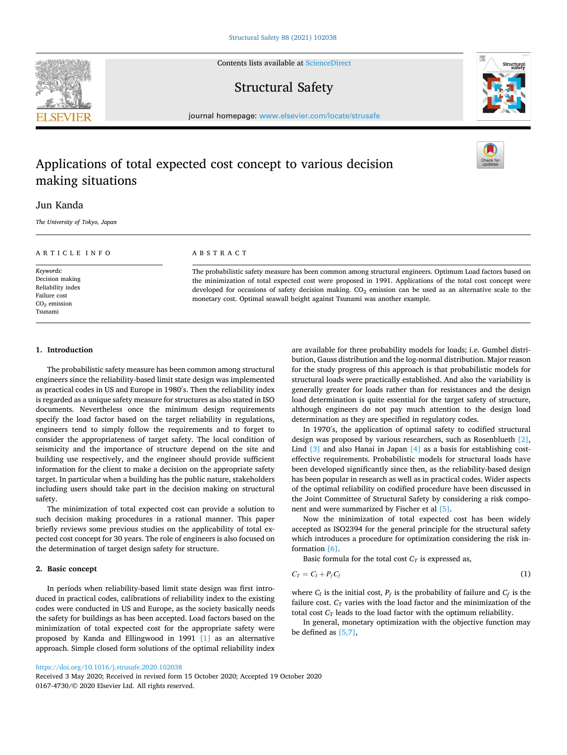# Applications of total expected cost concept to various decision making situations

Jun Kanda

*The University of Tokyo, Japan*

ARTICLE INFO

*Keywords:*
Decision making
Reliability index
Failure cost
$CO_2$ emission
Tsunami

ABSTRACT

The probabilistic safety measure has been common among structural engineers. Optimum Load factors based on the minimization of total expected cost were proposed in 1991. Applications of the total cost concept were developed for occasions of safety decision making. $CO_2$ emission can be used as an alternative scale to the monetary cost. Optimal seawall height against Tsunami was another example.

## 1. Introduction

The probabilistic safety measure has been common among structural engineers since the reliability-based limit state design was implemented as practical codes in US and Europe in 1980′s. Then the reliability index is regarded as a unique safety measure for structures as also stated in ISO documents. Nevertheless once the minimum design requirements specify the load factor based on the target reliability in regulations, engineers tend to simply follow the requirements and to forget to consider the appropriateness of target safety. The local condition of seismicity and the importance of structure depend on the site and building use respectively, and the engineer should provide sufficient information for the client to make a decision on the appropriate safety target. In particular when a building has the public nature, stakeholders including users should take part in the decision making on structural safety.

The minimization of total expected cost can provide a solution to such decision making procedures in a rational manner. This paper briefly reviews some previous studies on the applicability of total expected cost concept for 30 years. The role of engineers is also focused on the determination of target design safety for structure.

## 2. Basic concept

In periods when reliability-based limit state design was first introduced in practical codes, calibrations of reliability index to the existing codes were conducted in US and Europe, as the society basically needs the safety for buildings as has been accepted. Load factors based on the minimization of total expected cost for the appropriate safety were proposed by Kanda and Ellingwood in 1991 [1] as an alternative approach. Simple closed form solutions of the optimal reliability index are available for three probability models for loads; i.e. Gumbel distribution, Gauss distribution and the log-normal distribution. Major reason for the study progress of this approach is that probabilistic models for structural loads were practically established. And also the variability is generally greater for loads rather than for resistances and the design load determination is quite essential for the target safety of structure, although engineers do not pay much attention to the design load determination as they are specified in regulatory codes.

In 1970′s, the application of optimal safety to codified structural design was proposed by various researchers, such as Rosenblueth [2], Lind [3] and also Hanai in Japan [4] as a basis for establishing cost-effective requirements. Probabilistic models for structural loads have been developed significantly since then, as the reliability-based design has been popular in research as well as in practical codes. Wider aspects of the optimal reliability on codified procedure have been discussed in the Joint Committee of Structural Safety by considering a risk component and were summarized by Fischer et al [5].

Now the minimization of total expected cost has been widely accepted as ISO2394 for the general principle for the structural safety which introduces a procedure for optimization considering the risk information [6].

Basic formula for the total cost $C_T$ is expressed as,

$$C_T = C_I + P_f C_f \tag{1}$$

where $C_I$ is the initial cost, $P_f$ is the probability of failure and $C_f$ is the failure cost. $C_T$ varies with the load factor and the minimization of the total cost $C_T$ leads to the load factor with the optimum reliability.

In general, monetary optimization with the objective function may be defined as [5,7],

https://doi.org/10.1016/j.strusafe.2020.102038
Received 3 May 2020; Received in revised form 15 October 2020; Accepted 19 October 2020
0167-4730/© 2020 Elsevier Ltd. All rights reserved.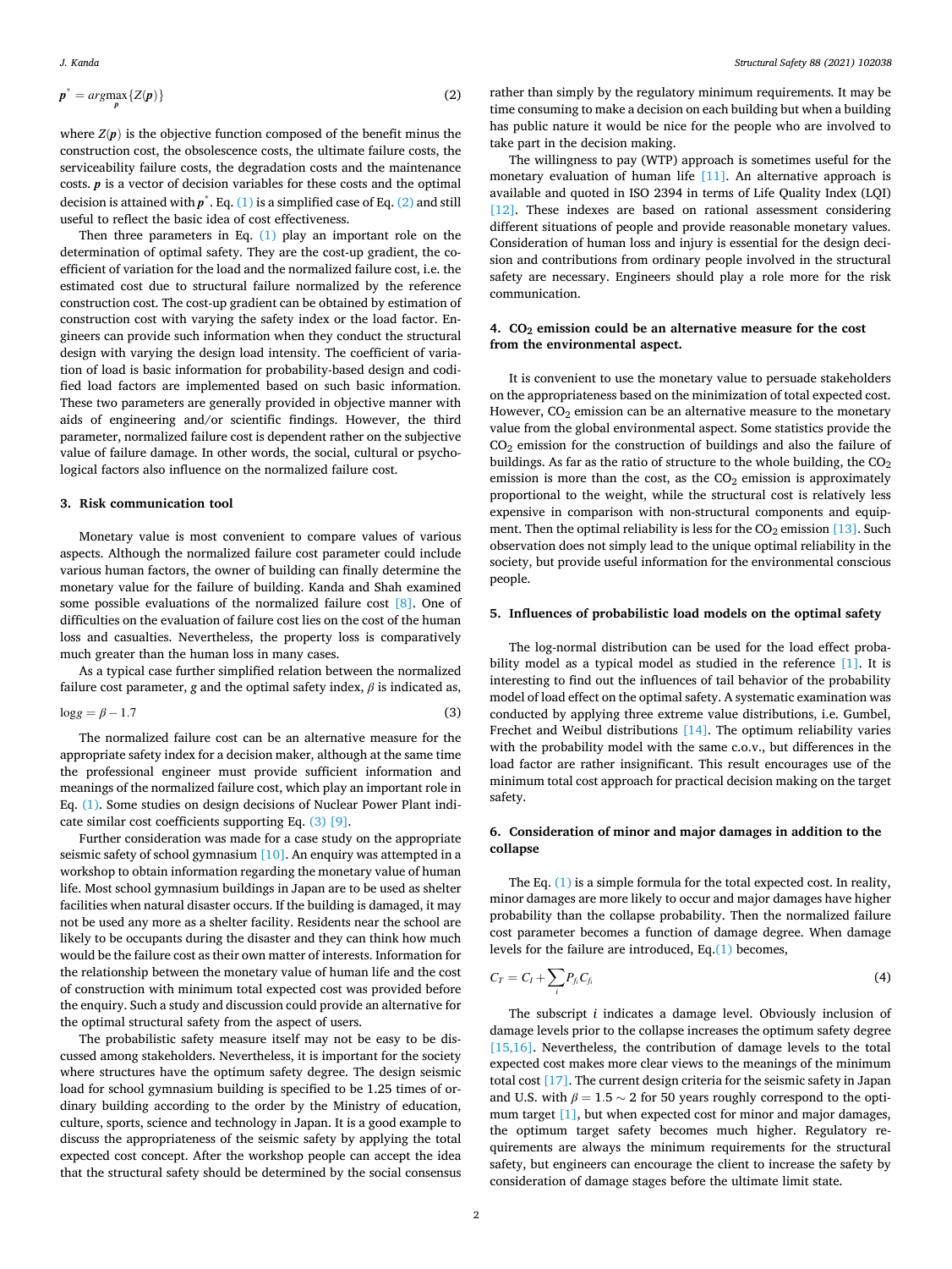$$\boldsymbol{p}^{*} = \underset{\boldsymbol{p}}{argmax}\{Z(\boldsymbol{p})\} \tag{2}$$

where $Z(\boldsymbol{p})$ is the objective function composed of the benefit minus the construction cost, the obsolescence costs, the ultimate failure costs, the serviceability failure costs, the degradation costs and the maintenance costs. $\boldsymbol{p}$ is a vector of decision variables for these costs and the optimal decision is attained with $\boldsymbol{p}^{*}$. Eq. (1) is a simplified case of Eq. (2) and still useful to reflect the basic idea of cost effectiveness.

Then three parameters in Eq. (1) play an important role on the determination of optimal safety. They are the cost-up gradient, the coefficient of variation for the load and the normalized failure cost, i.e. the estimated cost due to structural failure normalized by the reference construction cost. The cost-up gradient can be obtained by estimation of construction cost with varying the safety index or the load factor. Engineers can provide such information when they conduct the structural design with varying the design load intensity. The coefficient of variation of load is basic information for probability-based design and codified load factors are implemented based on such basic information. These two parameters are generally provided in objective manner with aids of engineering and/or scientific findings. However, the third parameter, normalized failure cost is dependent rather on the subjective value of failure damage. In other words, the social, cultural or psychological factors also influence on the normalized failure cost.

## 3. Risk communication tool

Monetary value is most convenient to compare values of various aspects. Although the normalized failure cost parameter could include various human factors, the owner of building can finally determine the monetary value for the failure of building. Kanda and Shah examined some possible evaluations of the normalized failure cost [8]. One of difficulties on the evaluation of failure cost lies on the cost of the human loss and casualties. Nevertheless, the property loss is comparatively much greater than the human loss in many cases.

As a typical case further simplified relation between the normalized failure cost parameter, $g$ and the optimal safety index, $\beta$ is indicated as,

$$\log g = \beta - 1.7 \tag{3}$$

The normalized failure cost can be an alternative measure for the appropriate safety index for a decision maker, although at the same time the professional engineer must provide sufficient information and meanings of the normalized failure cost, which play an important role in Eq. (1). Some studies on design decisions of Nuclear Power Plant indicate similar cost coefficients supporting Eq. (3) [9].

Further consideration was made for a case study on the appropriate seismic safety of school gymnasium [10]. An enquiry was attempted in a workshop to obtain information regarding the monetary value of human life. Most school gymnasium buildings in Japan are to be used as shelter facilities when natural disaster occurs. If the building is damaged, it may not be used any more as a shelter facility. Residents near the school are likely to be occupants during the disaster and they can think how much would be the failure cost as their own matter of interests. Information for the relationship between the monetary value of human life and the cost of construction with minimum total expected cost was provided before the enquiry. Such a study and discussion could provide an alternative for the optimal structural safety from the aspect of users.

The probabilistic safety measure itself may not be easy to be discussed among stakeholders. Nevertheless, it is important for the society where structures have the optimum safety degree. The design seismic load for school gymnasium building is specified to be 1.25 times of ordinary building according to the order by the Ministry of education, culture, sports, science and technology in Japan. It is a good example to discuss the appropriateness of the seismic safety by applying the total expected cost concept. After the workshop people can accept the idea that the structural safety should be determined by the social consensus rather than simply by the regulatory minimum requirements. It may be time consuming to make a decision on each building but when a building has public nature it would be nice for the people who are involved to take part in the decision making.

The willingness to pay (WTP) approach is sometimes useful for the monetary evaluation of human life [11]. An alternative approach is available and quoted in ISO 2394 in terms of Life Quality Index (LQI) [12]. These indexes are based on rational assessment considering different situations of people and provide reasonable monetary values. Consideration of human loss and injury is essential for the design decision and contributions from ordinary people involved in the structural safety are necessary. Engineers should play a role more for the risk communication.

## 4. $CO_2$ emission could be an alternative measure for the cost from the environmental aspect.

It is convenient to use the monetary value to persuade stakeholders on the appropriateness based on the minimization of total expected cost. However, $CO_2$ emission can be an alternative measure to the monetary value from the global environmental aspect. Some statistics provide the $CO_2$ emission for the construction of buildings and also the failure of buildings. As far as the ratio of structure to the whole building, the $CO_2$ emission is more than the cost, as the $CO_2$ emission is approximately proportional to the weight, while the structural cost is relatively less expensive in comparison with non-structural components and equipment. Then the optimal reliability is less for the $CO_2$ emission [13]. Such observation does not simply lead to the unique optimal reliability in the society, but provide useful information for the environmental conscious people.

## 5. Influences of probabilistic load models on the optimal safety

The log-normal distribution can be used for the load effect probability model as a typical model as studied in the reference [1]. It is interesting to find out the influences of tail behavior of the probability model of load effect on the optimal safety. A systematic examination was conducted by applying three extreme value distributions, i.e. Gumbel, Frechet and Weibul distributions [14]. The optimum reliability varies with the probability model with the same c.o.v., but differences in the load factor are rather insignificant. This result encourages use of the minimum total cost approach for practical decision making on the target safety.

## 6. Consideration of minor and major damages in addition to the collapse

The Eq. (1) is a simple formula for the total expected cost. In reality, minor damages are more likely to occur and major damages have higher probability than the collapse probability. Then the normalized failure cost parameter becomes a function of damage degree. When damage levels for the failure are introduced, Eq.(1) becomes,

$$C_T = C_I + \sum_i P_{f_i} C_{f_i} \tag{4}$$

The subscript $i$ indicates a damage level. Obviously inclusion of damage levels prior to the collapse increases the optimum safety degree [15,16]. Nevertheless, the contribution of damage levels to the total expected cost makes more clear views to the meanings of the minimum total cost [17]. The current design criteria for the seismic safety in Japan and U.S. with $\beta = 1.5 \sim 2$ for 50 years roughly correspond to the optimum target [1], but when expected cost for minor and major damages, the optimum target safety becomes much higher. Regulatory requirements are always the minimum requirements for the structural safety, but engineers can encourage the client to increase the safety by consideration of damage stages before the ultimate limit state.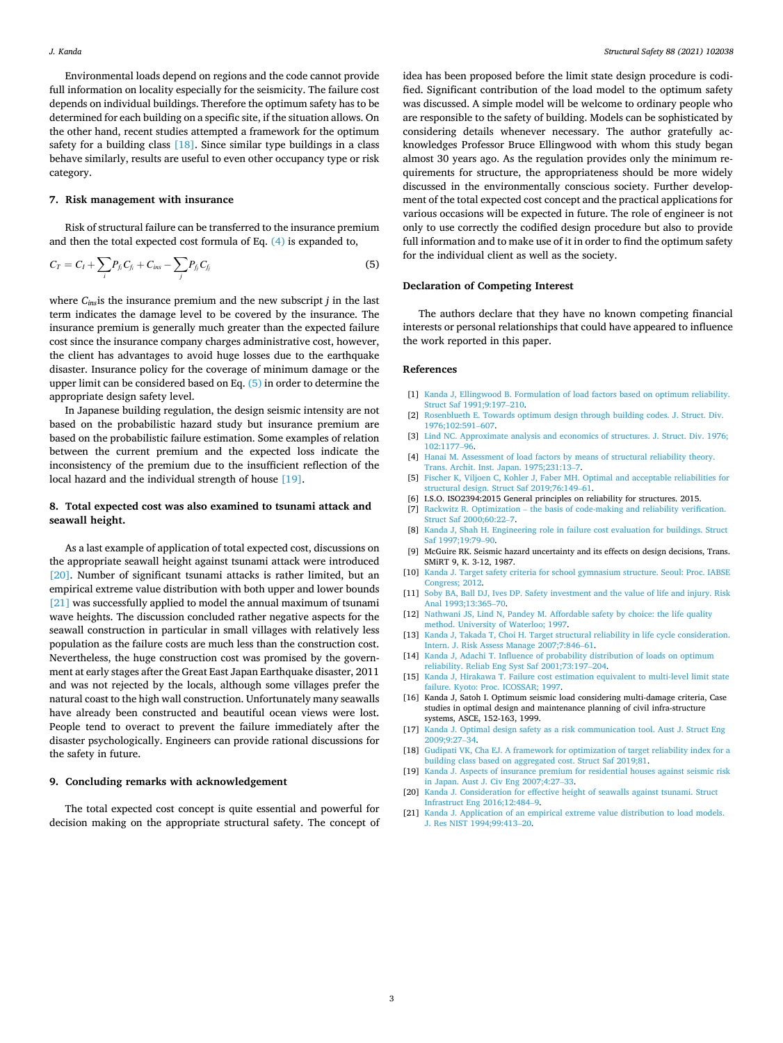Environmental loads depend on regions and the code cannot provide full information on locality especially for the seismicity. The failure cost depends on individual buildings. Therefore the optimum safety has to be determined for each building on a specific site, if the situation allows. On the other hand, recent studies attempted a framework for the optimum safety for a building class [18]. Since similar type buildings in a class behave similarly, results are useful to even other occupancy type or risk category.

## 7. Risk management with insurance

Risk of structural failure can be transferred to the insurance premium and then the total expected cost formula of Eq. (4) is expanded to,

$$C_T = C_I + \sum_i P_{f_i} C_{f_i} + C_{ins} - \sum_j P_{f_j} C_{f_j} \tag{5}$$

where $C_{ins}$ is the insurance premium and the new subscript $j$ in the last term indicates the damage level to be covered by the insurance. The insurance premium is generally much greater than the expected failure cost since the insurance company charges administrative cost, however, the client has advantages to avoid huge losses due to the earthquake disaster. Insurance policy for the coverage of minimum damage or the upper limit can be considered based on Eq. (5) in order to determine the appropriate design safety level.

In Japanese building regulation, the design seismic intensity are not based on the probabilistic hazard study but insurance premium are based on the probabilistic failure estimation. Some examples of relation between the current premium and the expected loss indicate the inconsistency of the premium due to the insufficient reflection of the local hazard and the individual strength of house [19].

## 8. Total expected cost was also examined to tsunami attack and seawall height.

As a last example of application of total expected cost, discussions on the appropriate seawall height against tsunami attack were introduced [20]. Number of significant tsunami attacks is rather limited, but an empirical extreme value distribution with both upper and lower bounds [21] was successfully applied to model the annual maximum of tsunami wave heights. The discussion concluded rather negative aspects for the seawall construction in particular in small villages with relatively less population as the failure costs are much less than the construction cost. Nevertheless, the huge construction cost was promised by the government at early stages after the Great East Japan Earthquake disaster, 2011 and was not rejected by the locals, although some villages prefer the natural coast to the high wall construction. Unfortunately many seawalls have already been constructed and beautiful ocean views were lost. People tend to overact to prevent the failure immediately after the disaster psychologically. Engineers can provide rational discussions for the safety in future.

## 9. Concluding remarks with acknowledgement

The total expected cost concept is quite essential and powerful for decision making on the appropriate structural safety. The concept of idea has been proposed before the limit state design procedure is codified. Significant contribution of the load model to the optimum safety was discussed. A simple model will be welcome to ordinary people who are responsible to the safety of building. Models can be sophisticated by considering details whenever necessary. The author gratefully acknowledges Professor Bruce Ellingwood with whom this study began almost 30 years ago. As the regulation provides only the minimum requirements for structure, the appropriateness should be more widely discussed in the environmentally conscious society. Further development of the total expected cost concept and the practical applications for various occasions will be expected in future. The role of engineer is not only to use correctly the codified design procedure but also to provide full information and to make use of it in order to find the optimum safety for the individual client as well as the society.

## Declaration of Competing Interest

The authors declare that they have no known competing financial interests or personal relationships that could have appeared to influence the work reported in this paper.

## References

[1] Kanda J, Ellingwood B. Formulation of load factors based on optimum reliability. Struct Saf 1991;9:197–210.

[2] Rosenblueth E. Towards optimum design through building codes. J. Struct. Div. 1976;102:591–607.

[3] Lind NC. Approximate analysis and economics of structures. J. Struct. Div. 1976; 102:1177–96.

[4] Hanai M. Assessment of load factors by means of structural reliability theory. Trans. Archit. Inst. Japan. 1975;231:13–7.

[5] Fischer K, Viljoen C, Kohler J, Faber MH. Optimal and acceptable reliabilities for structural design. Struct Saf 2019;76:149–61.

[6] I.S.O. ISO2394:2015 General principles on reliability for structures. 2015.

[7] Rackwitz R. Optimization – the basis of code-making and reliability verification. Struct Saf 2000;60:22–7.

[8] Kanda J, Shah H. Engineering role in failure cost evaluation for buildings. Struct Saf 1997;19:79–90.

[9] McGuire RK. Seismic hazard uncertainty and its effects on design decisions, Trans. SMiRT 9, K. 3-12, 1987.

[10] Kanda J. Target safety criteria for school gymnasium structure. Seoul: Proc. IABSE Congress; 2012.

[11] Soby BA, Ball DJ, Ives DP. Safety investment and the value of life and injury. Risk Anal 1993;13:365–70.

[12] Nathwani JS, Lind N, Pandey M. Affordable safety by choice: the life quality method. University of Waterloo; 1997.

[13] Kanda J, Takada T, Choi H. Target structural reliability in life cycle consideration. Intern. J. Risk Assess Manage 2007;7:846–61.

[14] Kanda J, Adachi T. Influence of probability distribution of loads on optimum reliability. Reliab Eng Syst Saf 2001;73:197–204.

[15] Kanda J, Hirakawa T. Failure cost estimation equivalent to multi-level limit state failure. Kyoto: Proc. ICOSSAR; 1997.

[16] Kanda J, Satoh I. Optimum seismic load considering multi-damage criteria, Case studies in optimal design and maintenance planning of civil infra-structure systems, ASCE, 152-163, 1999.

[17] Kanda J. Optimal design safety as a risk communication tool. Aust J. Struct Eng 2009;9:27–34.

[18] Gudipati VK, Cha EJ. A framework for optimization of target reliability index for a building class based on aggregated cost. Struct Saf 2019;81.

[19] Kanda J. Aspects of insurance premium for residential houses against seismic risk in Japan. Aust J. Civ Eng 2007;4:27–33.

[20] Kanda J. Consideration for effective height of seawalls against tsunami. Struct Infrastruct Eng 2016;12:484–9.

[21] Kanda J. Application of an empirical extreme value distribution to load models. J. Res NIST 1994;99:413–20.